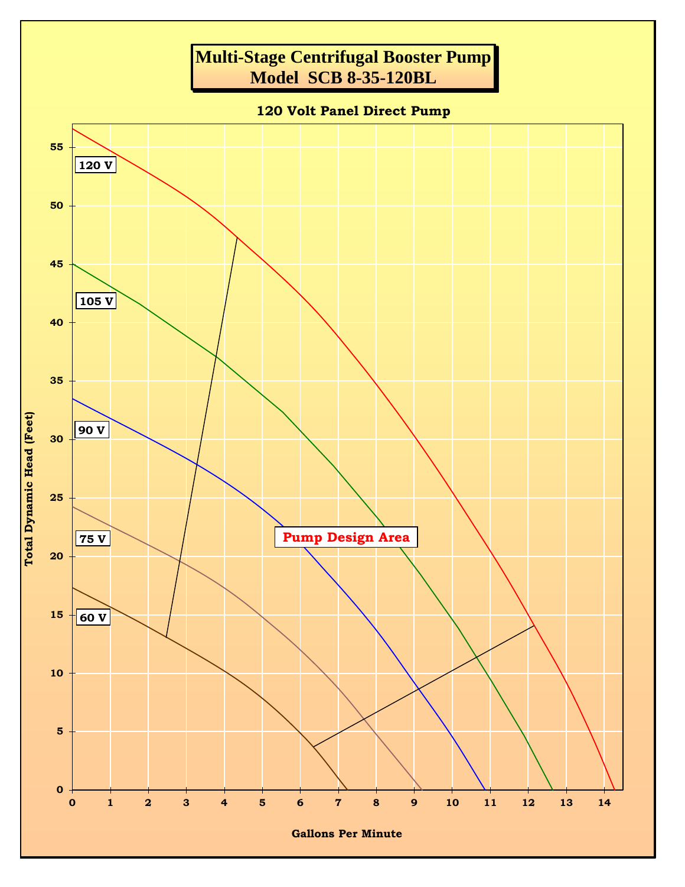# Multi-Stage Centrifugal Booster Pump
# Model SCB 8-35-120BL

**120 Volt Panel Direct Pump**

Total Dynamic Head (Feet)

120 V

105 V

90 V

75 V

60 V

Pump Design Area

Gallons Per Minute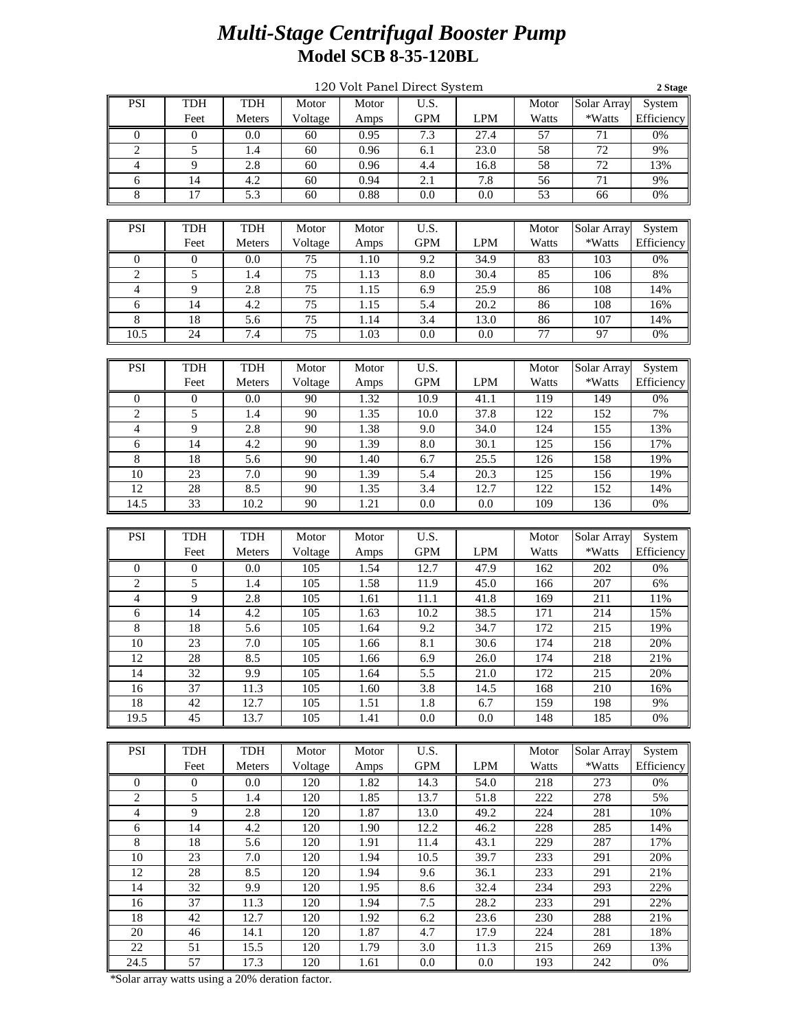# *Multi-Stage Centrifugal Booster Pump*

## Model SCB 8-35-120BL

120 Volt Panel Direct System **2 Stage**

| PSI | TDH Feet | TDH Meters | Motor Voltage | Motor Amps | U.S. GPM | LPM | Motor Watts | Solar Array *Watts | System Efficiency |
|---|---|---|---|---|---|---|---|---|---|
| 0 | 0 | 0.0 | 60 | 0.95 | 7.3 | 27.4 | 57 | 71 | 0% |
| 2 | 5 | 1.4 | 60 | 0.96 | 6.1 | 23.0 | 58 | 72 | 9% |
| 4 | 9 | 2.8 | 60 | 0.96 | 4.4 | 16.8 | 58 | 72 | 13% |
| 6 | 14 | 4.2 | 60 | 0.94 | 2.1 | 7.8 | 56 | 71 | 9% |
| 8 | 17 | 5.3 | 60 | 0.88 | 0.0 | 0.0 | 53 | 66 | 0% |

| PSI | TDH Feet | TDH Meters | Motor Voltage | Motor Amps | U.S. GPM | LPM | Motor Watts | Solar Array *Watts | System Efficiency |
|---|---|---|---|---|---|---|---|---|---|
| 0 | 0 | 0.0 | 75 | 1.10 | 9.2 | 34.9 | 83 | 103 | 0% |
| 2 | 5 | 1.4 | 75 | 1.13 | 8.0 | 30.4 | 85 | 106 | 8% |
| 4 | 9 | 2.8 | 75 | 1.15 | 6.9 | 25.9 | 86 | 108 | 14% |
| 6 | 14 | 4.2 | 75 | 1.15 | 5.4 | 20.2 | 86 | 108 | 16% |
| 8 | 18 | 5.6 | 75 | 1.14 | 3.4 | 13.0 | 86 | 107 | 14% |
| 10.5 | 24 | 7.4 | 75 | 1.03 | 0.0 | 0.0 | 77 | 97 | 0% |

| PSI | TDH Feet | TDH Meters | Motor Voltage | Motor Amps | U.S. GPM | LPM | Motor Watts | Solar Array *Watts | System Efficiency |
|---|---|---|---|---|---|---|---|---|---|
| 0 | 0 | 0.0 | 90 | 1.32 | 10.9 | 41.1 | 119 | 149 | 0% |
| 2 | 5 | 1.4 | 90 | 1.35 | 10.0 | 37.8 | 122 | 152 | 7% |
| 4 | 9 | 2.8 | 90 | 1.38 | 9.0 | 34.0 | 124 | 155 | 13% |
| 6 | 14 | 4.2 | 90 | 1.39 | 8.0 | 30.1 | 125 | 156 | 17% |
| 8 | 18 | 5.6 | 90 | 1.40 | 6.7 | 25.5 | 126 | 158 | 19% |
| 10 | 23 | 7.0 | 90 | 1.39 | 5.4 | 20.3 | 125 | 156 | 19% |
| 12 | 28 | 8.5 | 90 | 1.35 | 3.4 | 12.7 | 122 | 152 | 14% |
| 14.5 | 33 | 10.2 | 90 | 1.21 | 0.0 | 0.0 | 109 | 136 | 0% |

| PSI | TDH Feet | TDH Meters | Motor Voltage | Motor Amps | U.S. GPM | LPM | Motor Watts | Solar Array *Watts | System Efficiency |
|---|---|---|---|---|---|---|---|---|---|
| 0 | 0 | 0.0 | 105 | 1.54 | 12.7 | 47.9 | 162 | 202 | 0% |
| 2 | 5 | 1.4 | 105 | 1.58 | 11.9 | 45.0 | 166 | 207 | 6% |
| 4 | 9 | 2.8 | 105 | 1.61 | 11.1 | 41.8 | 169 | 211 | 11% |
| 6 | 14 | 4.2 | 105 | 1.63 | 10.2 | 38.5 | 171 | 214 | 15% |
| 8 | 18 | 5.6 | 105 | 1.64 | 9.2 | 34.7 | 172 | 215 | 19% |
| 10 | 23 | 7.0 | 105 | 1.66 | 8.1 | 30.6 | 174 | 218 | 20% |
| 12 | 28 | 8.5 | 105 | 1.66 | 6.9 | 26.0 | 174 | 218 | 21% |
| 14 | 32 | 9.9 | 105 | 1.64 | 5.5 | 21.0 | 172 | 215 | 20% |
| 16 | 37 | 11.3 | 105 | 1.60 | 3.8 | 14.5 | 168 | 210 | 16% |
| 18 | 42 | 12.7 | 105 | 1.51 | 1.8 | 6.7 | 159 | 198 | 9% |
| 19.5 | 45 | 13.7 | 105 | 1.41 | 0.0 | 0.0 | 148 | 185 | 0% |

| PSI | TDH Feet | TDH Meters | Motor Voltage | Motor Amps | U.S. GPM | LPM | Motor Watts | Solar Array *Watts | System Efficiency |
|---|---|---|---|---|---|---|---|---|---|
| 0 | 0 | 0.0 | 120 | 1.82 | 14.3 | 54.0 | 218 | 273 | 0% |
| 2 | 5 | 1.4 | 120 | 1.85 | 13.7 | 51.8 | 222 | 278 | 5% |
| 4 | 9 | 2.8 | 120 | 1.87 | 13.0 | 49.2 | 224 | 281 | 10% |
| 6 | 14 | 4.2 | 120 | 1.90 | 12.2 | 46.2 | 228 | 285 | 14% |
| 8 | 18 | 5.6 | 120 | 1.91 | 11.4 | 43.1 | 229 | 287 | 17% |
| 10 | 23 | 7.0 | 120 | 1.94 | 10.5 | 39.7 | 233 | 291 | 20% |
| 12 | 28 | 8.5 | 120 | 1.94 | 9.6 | 36.1 | 233 | 291 | 21% |
| 14 | 32 | 9.9 | 120 | 1.95 | 8.6 | 32.4 | 234 | 293 | 22% |
| 16 | 37 | 11.3 | 120 | 1.94 | 7.5 | 28.2 | 233 | 291 | 22% |
| 18 | 42 | 12.7 | 120 | 1.92 | 6.2 | 23.6 | 230 | 288 | 21% |
| 20 | 46 | 14.1 | 120 | 1.87 | 4.7 | 17.9 | 224 | 281 | 18% |
| 22 | 51 | 15.5 | 120 | 1.79 | 3.0 | 11.3 | 215 | 269 | 13% |
| 24.5 | 57 | 17.3 | 120 | 1.61 | 0.0 | 0.0 | 193 | 242 | 0% |

*Solar array watts using a 20% deration factor.